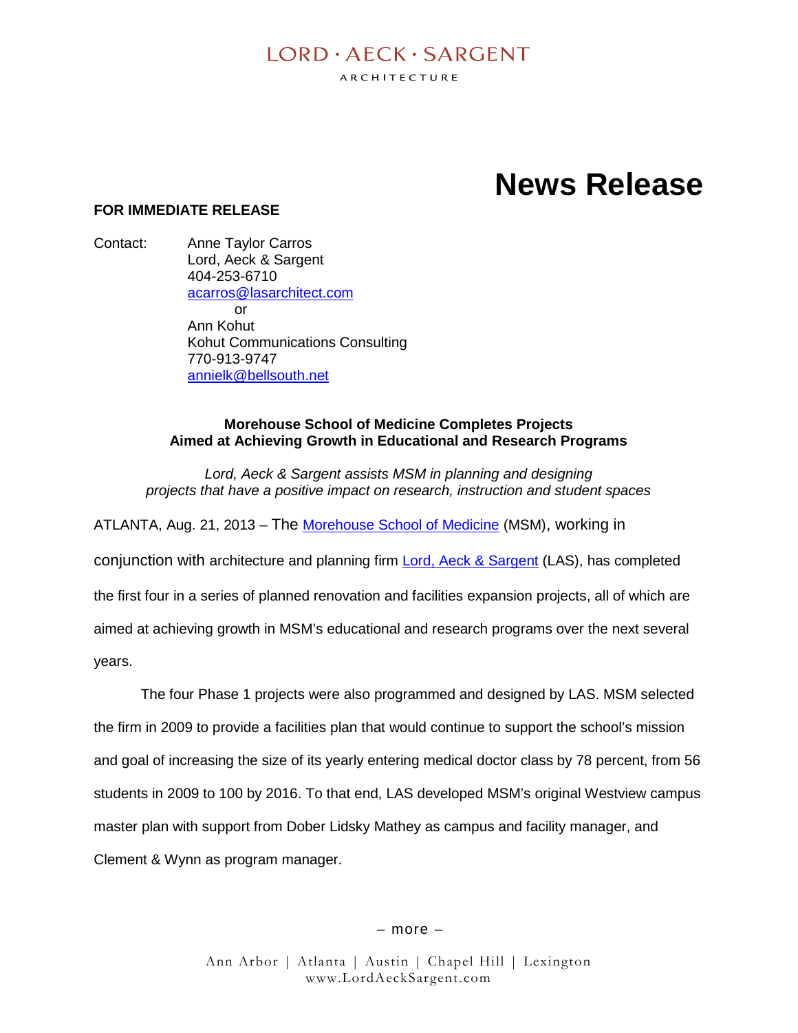LORD · AECK · SARGENT

ARCHITECTURE

# News Release

**FOR IMMEDIATE RELEASE**

Contact: Anne Taylor Carros
Lord, Aeck & Sargent
404-253-6710
acarros@lasarchitect.com
or
Ann Kohut
Kohut Communications Consulting
770-913-9747
annielk@bellsouth.net

**Morehouse School of Medicine Completes Projects**
**Aimed at Achieving Growth in Educational and Research Programs**

*Lord, Aeck & Sargent assists MSM in planning and designing projects that have a positive impact on research, instruction and student spaces*

ATLANTA, Aug. 21, 2013 – The Morehouse School of Medicine (MSM), working in conjunction with architecture and planning firm Lord, Aeck & Sargent (LAS), has completed the first four in a series of planned renovation and facilities expansion projects, all of which are aimed at achieving growth in MSM's educational and research programs over the next several years.

The four Phase 1 projects were also programmed and designed by LAS. MSM selected the firm in 2009 to provide a facilities plan that would continue to support the school's mission and goal of increasing the size of its yearly entering medical doctor class by 78 percent, from 56 students in 2009 to 100 by 2016. To that end, LAS developed MSM's original Westview campus master plan with support from Dober Lidsky Mathey as campus and facility manager, and Clement & Wynn as program manager.

– more –

Ann Arbor | Atlanta | Austin | Chapel Hill | Lexington
www.LordAeckSargent.com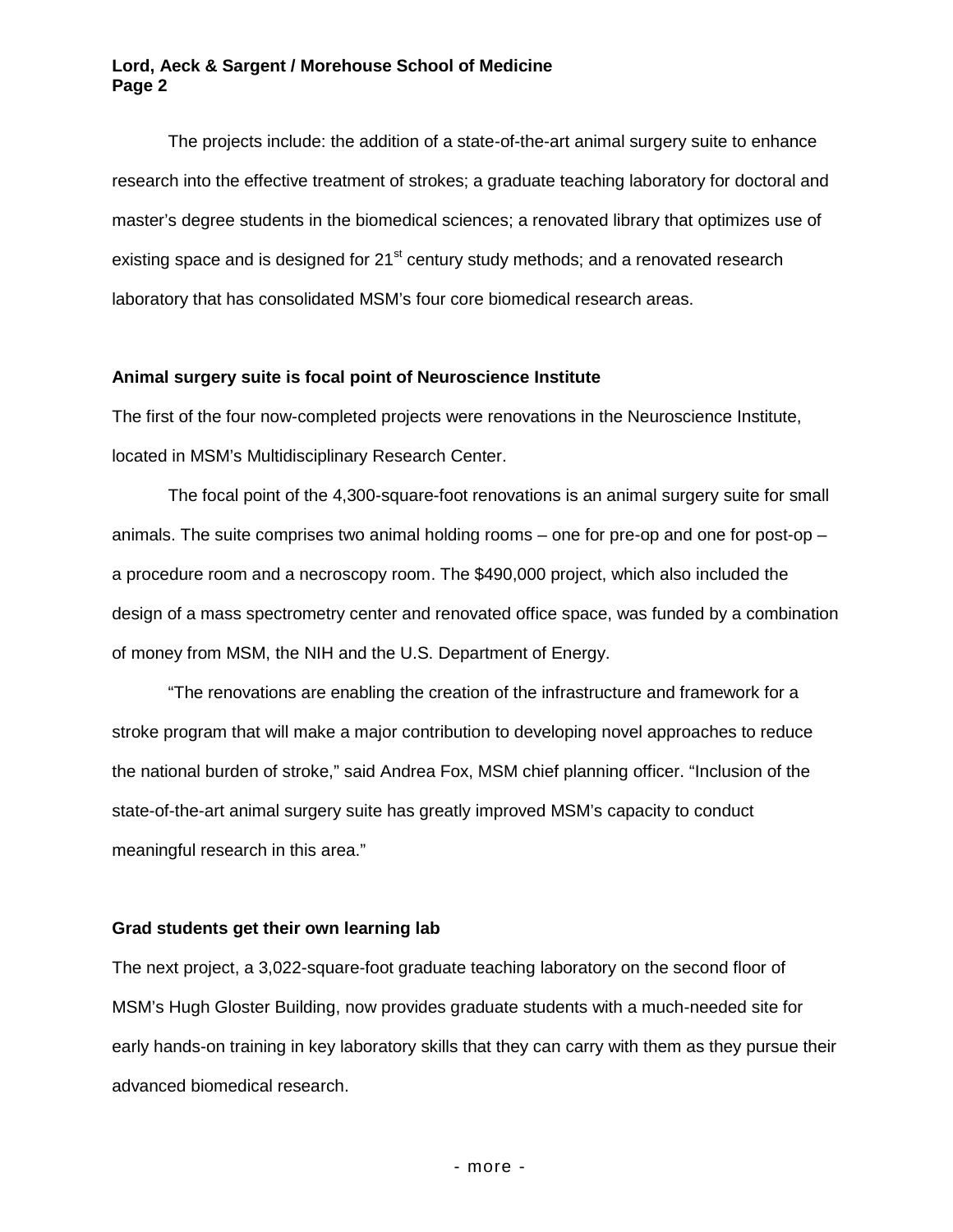The projects include: the addition of a state-of-the-art animal surgery suite to enhance research into the effective treatment of strokes; a graduate teaching laboratory for doctoral and master's degree students in the biomedical sciences; a renovated library that optimizes use of existing space and is designed for 21st century study methods; and a renovated research laboratory that has consolidated MSM's four core biomedical research areas.

**Animal surgery suite is focal point of Neuroscience Institute**

The first of the four now-completed projects were renovations in the Neuroscience Institute, located in MSM's Multidisciplinary Research Center.

The focal point of the 4,300-square-foot renovations is an animal surgery suite for small animals. The suite comprises two animal holding rooms – one for pre-op and one for post-op – a procedure room and a necroscopy room. The $490,000 project, which also included the design of a mass spectrometry center and renovated office space, was funded by a combination of money from MSM, the NIH and the U.S. Department of Energy.

"The renovations are enabling the creation of the infrastructure and framework for a stroke program that will make a major contribution to developing novel approaches to reduce the national burden of stroke," said Andrea Fox, MSM chief planning officer. "Inclusion of the state-of-the-art animal surgery suite has greatly improved MSM's capacity to conduct meaningful research in this area."

**Grad students get their own learning lab**

The next project, a 3,022-square-foot graduate teaching laboratory on the second floor of MSM's Hugh Gloster Building, now provides graduate students with a much-needed site for early hands-on training in key laboratory skills that they can carry with them as they pursue their advanced biomedical research.

- more -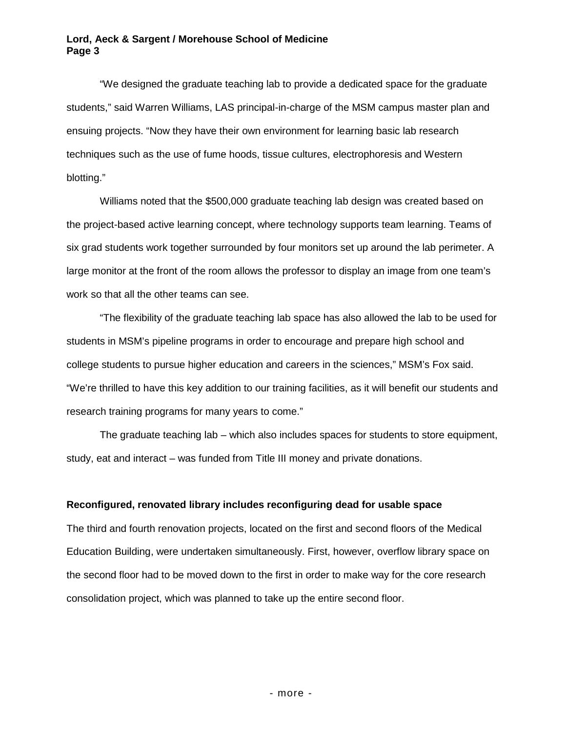"We designed the graduate teaching lab to provide a dedicated space for the graduate students," said Warren Williams, LAS principal-in-charge of the MSM campus master plan and ensuing projects. "Now they have their own environment for learning basic lab research techniques such as the use of fume hoods, tissue cultures, electrophoresis and Western blotting."

Williams noted that the $500,000 graduate teaching lab design was created based on the project-based active learning concept, where technology supports team learning. Teams of six grad students work together surrounded by four monitors set up around the lab perimeter. A large monitor at the front of the room allows the professor to display an image from one team's work so that all the other teams can see.

"The flexibility of the graduate teaching lab space has also allowed the lab to be used for students in MSM's pipeline programs in order to encourage and prepare high school and college students to pursue higher education and careers in the sciences," MSM's Fox said. "We're thrilled to have this key addition to our training facilities, as it will benefit our students and research training programs for many years to come."

The graduate teaching lab – which also includes spaces for students to store equipment, study, eat and interact – was funded from Title III money and private donations.

**Reconfigured, renovated library includes reconfiguring dead for usable space**

The third and fourth renovation projects, located on the first and second floors of the Medical Education Building, were undertaken simultaneously. First, however, overflow library space on the second floor had to be moved down to the first in order to make way for the core research consolidation project, which was planned to take up the entire second floor.

- more -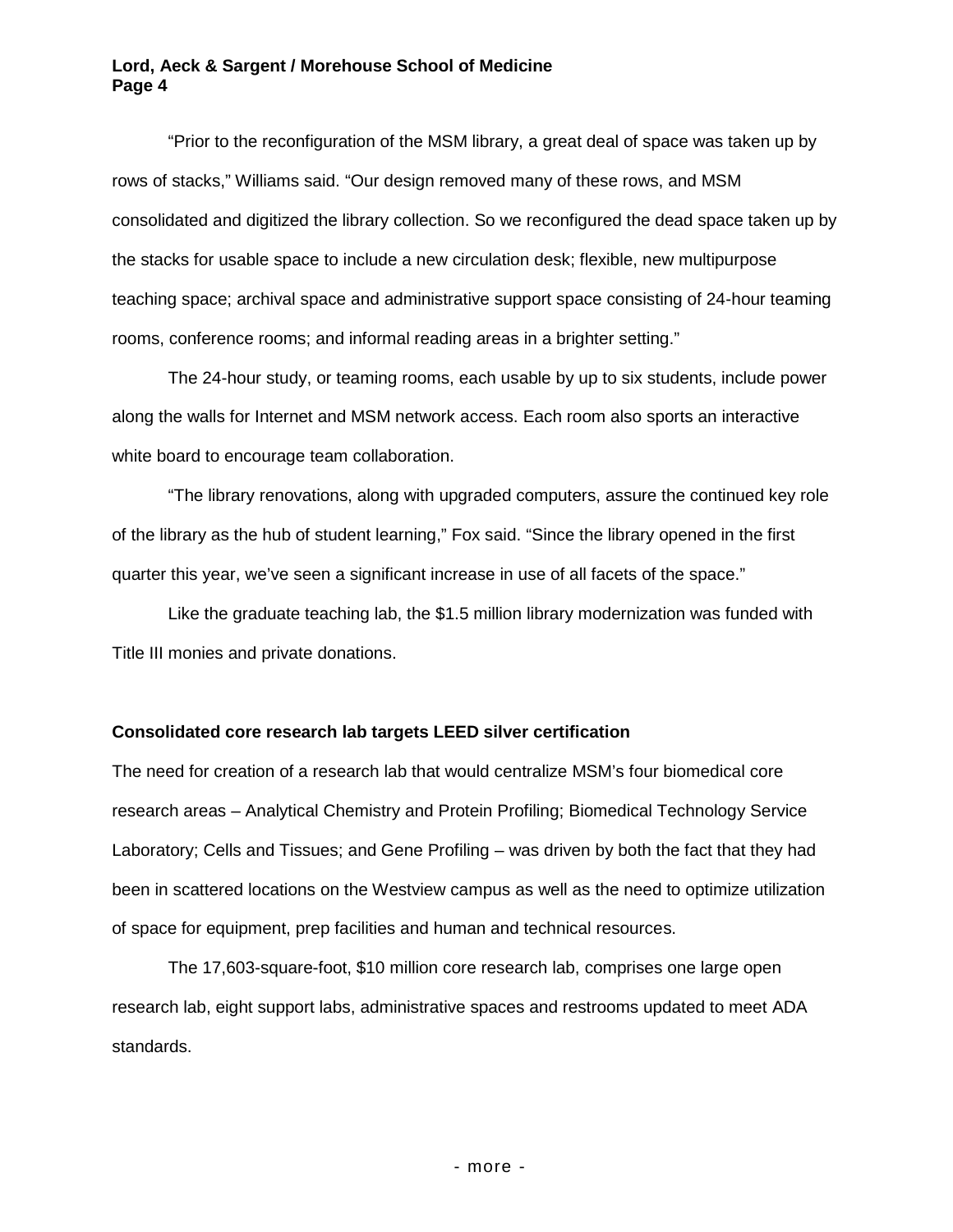"Prior to the reconfiguration of the MSM library, a great deal of space was taken up by rows of stacks," Williams said. "Our design removed many of these rows, and MSM consolidated and digitized the library collection. So we reconfigured the dead space taken up by the stacks for usable space to include a new circulation desk; flexible, new multipurpose teaching space; archival space and administrative support space consisting of 24-hour teaming rooms, conference rooms; and informal reading areas in a brighter setting."

The 24-hour study, or teaming rooms, each usable by up to six students, include power along the walls for Internet and MSM network access. Each room also sports an interactive white board to encourage team collaboration.

"The library renovations, along with upgraded computers, assure the continued key role of the library as the hub of student learning," Fox said. "Since the library opened in the first quarter this year, we've seen a significant increase in use of all facets of the space."

Like the graduate teaching lab, the $1.5 million library modernization was funded with Title III monies and private donations.

**Consolidated core research lab targets LEED silver certification**

The need for creation of a research lab that would centralize MSM's four biomedical core research areas – Analytical Chemistry and Protein Profiling; Biomedical Technology Service Laboratory; Cells and Tissues; and Gene Profiling – was driven by both the fact that they had been in scattered locations on the Westview campus as well as the need to optimize utilization of space for equipment, prep facilities and human and technical resources.

The 17,603-square-foot, $10 million core research lab, comprises one large open research lab, eight support labs, administrative spaces and restrooms updated to meet ADA standards.

- more -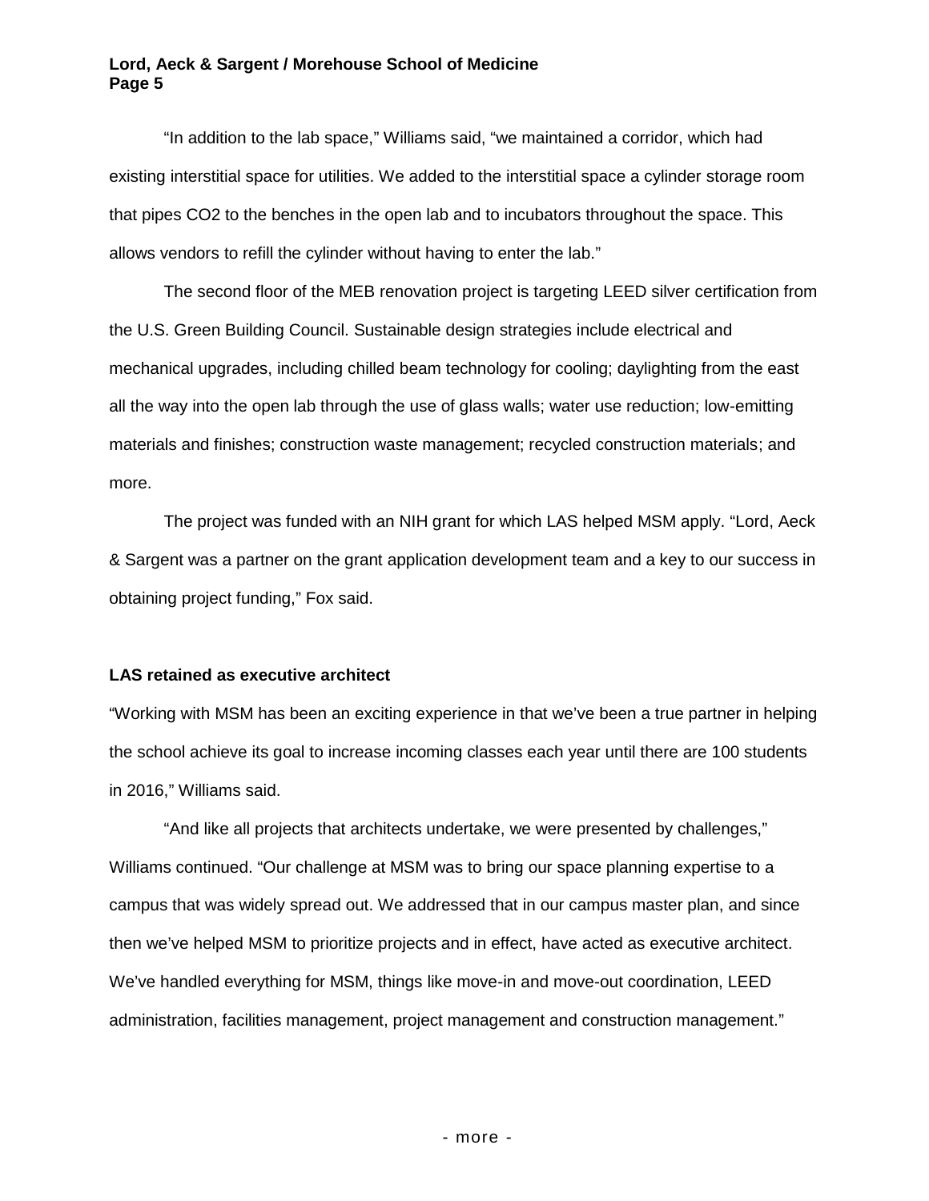"In addition to the lab space," Williams said, "we maintained a corridor, which had existing interstitial space for utilities. We added to the interstitial space a cylinder storage room that pipes $CO_2$ to the benches in the open lab and to incubators throughout the space. This allows vendors to refill the cylinder without having to enter the lab."

The second floor of the MEB renovation project is targeting LEED silver certification from the U.S. Green Building Council. Sustainable design strategies include electrical and mechanical upgrades, including chilled beam technology for cooling; daylighting from the east all the way into the open lab through the use of glass walls; water use reduction; low-emitting materials and finishes; construction waste management; recycled construction materials; and more.

The project was funded with an NIH grant for which LAS helped MSM apply. "Lord, Aeck & Sargent was a partner on the grant application development team and a key to our success in obtaining project funding," Fox said.

**LAS retained as executive architect**

"Working with MSM has been an exciting experience in that we've been a true partner in helping the school achieve its goal to increase incoming classes each year until there are 100 students in 2016," Williams said.

"And like all projects that architects undertake, we were presented by challenges," Williams continued. "Our challenge at MSM was to bring our space planning expertise to a campus that was widely spread out. We addressed that in our campus master plan, and since then we've helped MSM to prioritize projects and in effect, have acted as executive architect. We've handled everything for MSM, things like move-in and move-out coordination, LEED administration, facilities management, project management and construction management."

- more -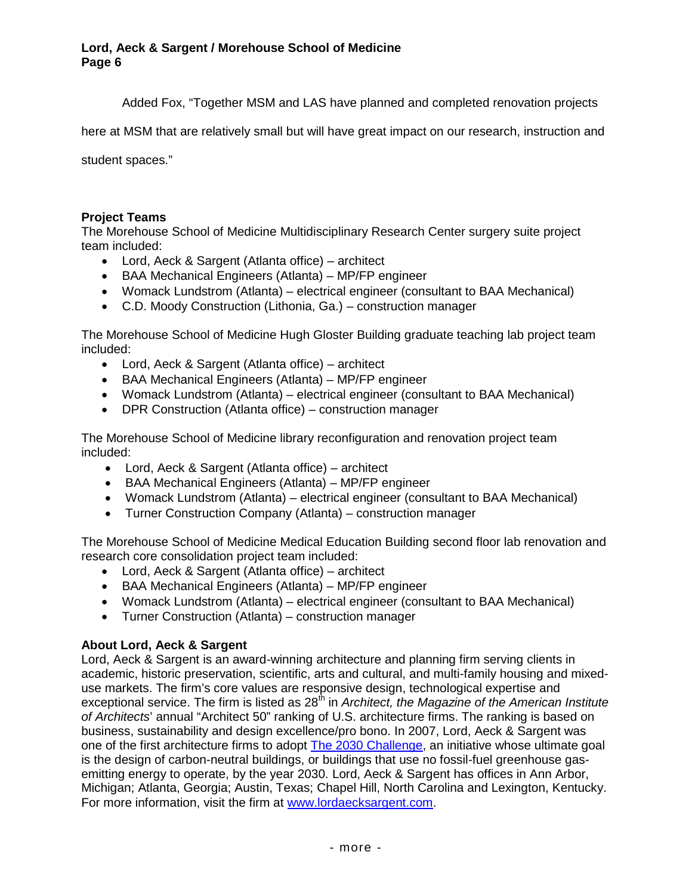Added Fox, "Together MSM and LAS have planned and completed renovation projects here at MSM that are relatively small but will have great impact on our research, instruction and student spaces."

**Project Teams**

The Morehouse School of Medicine Multidisciplinary Research Center surgery suite project team included:

- Lord, Aeck & Sargent (Atlanta office) – architect
- BAA Mechanical Engineers (Atlanta) – MP/FP engineer
- Womack Lundstrom (Atlanta) – electrical engineer (consultant to BAA Mechanical)
- C.D. Moody Construction (Lithonia, Ga.) – construction manager

The Morehouse School of Medicine Hugh Gloster Building graduate teaching lab project team included:

- Lord, Aeck & Sargent (Atlanta office) – architect
- BAA Mechanical Engineers (Atlanta) – MP/FP engineer
- Womack Lundstrom (Atlanta) – electrical engineer (consultant to BAA Mechanical)
- DPR Construction (Atlanta office) – construction manager

The Morehouse School of Medicine library reconfiguration and renovation project team included:

- Lord, Aeck & Sargent (Atlanta office) – architect
- BAA Mechanical Engineers (Atlanta) – MP/FP engineer
- Womack Lundstrom (Atlanta) – electrical engineer (consultant to BAA Mechanical)
- Turner Construction Company (Atlanta) – construction manager

The Morehouse School of Medicine Medical Education Building second floor lab renovation and research core consolidation project team included:

- Lord, Aeck & Sargent (Atlanta office) – architect
- BAA Mechanical Engineers (Atlanta) – MP/FP engineer
- Womack Lundstrom (Atlanta) – electrical engineer (consultant to BAA Mechanical)
- Turner Construction (Atlanta) – construction manager

**About Lord, Aeck & Sargent**

Lord, Aeck & Sargent is an award-winning architecture and planning firm serving clients in academic, historic preservation, scientific, arts and cultural, and multi-family housing and mixed-use markets. The firm's core values are responsive design, technological expertise and exceptional service. The firm is listed as 28th in *Architect, the Magazine of the American Institute of Architects*' annual "Architect 50" ranking of U.S. architecture firms. The ranking is based on business, sustainability and design excellence/pro bono. In 2007, Lord, Aeck & Sargent was one of the first architecture firms to adopt The 2030 Challenge, an initiative whose ultimate goal is the design of carbon-neutral buildings, or buildings that use no fossil-fuel greenhouse gas-emitting energy to operate, by the year 2030. Lord, Aeck & Sargent has offices in Ann Arbor, Michigan; Atlanta, Georgia; Austin, Texas; Chapel Hill, North Carolina and Lexington, Kentucky. For more information, visit the firm at www.lordaecksargent.com.

\- more -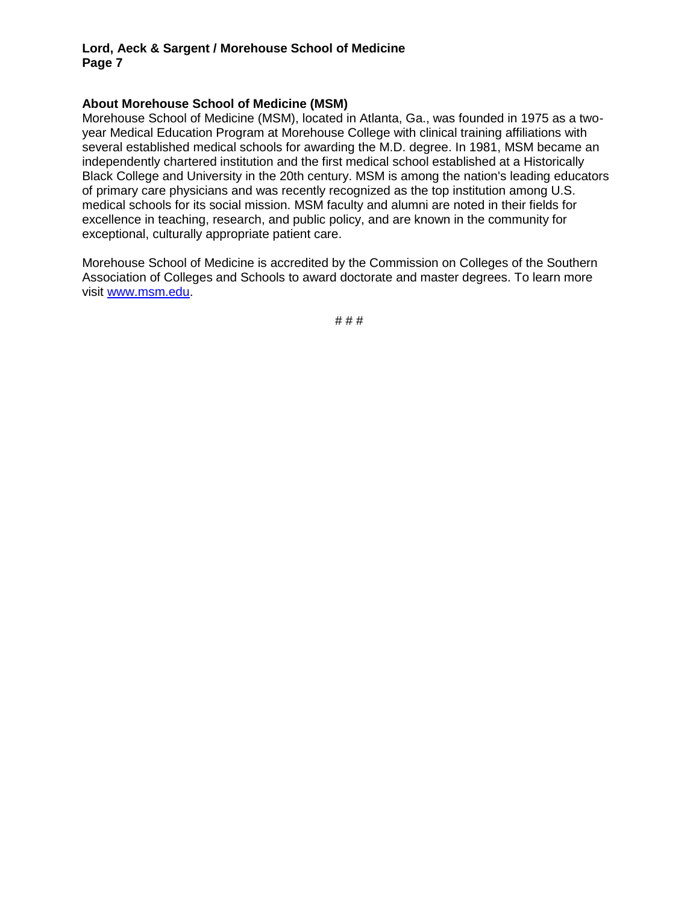**About Morehouse School of Medicine (MSM)**

Morehouse School of Medicine (MSM), located in Atlanta, Ga., was founded in 1975 as a two-year Medical Education Program at Morehouse College with clinical training affiliations with several established medical schools for awarding the M.D. degree. In 1981, MSM became an independently chartered institution and the first medical school established at a Historically Black College and University in the 20th century. MSM is among the nation's leading educators of primary care physicians and was recently recognized as the top institution among U.S. medical schools for its social mission. MSM faculty and alumni are noted in their fields for excellence in teaching, research, and public policy, and are known in the community for exceptional, culturally appropriate patient care.

Morehouse School of Medicine is accredited by the Commission on Colleges of the Southern Association of Colleges and Schools to award doctorate and master degrees. To learn more visit [www.msm.edu](http://www.msm.edu).

# # #